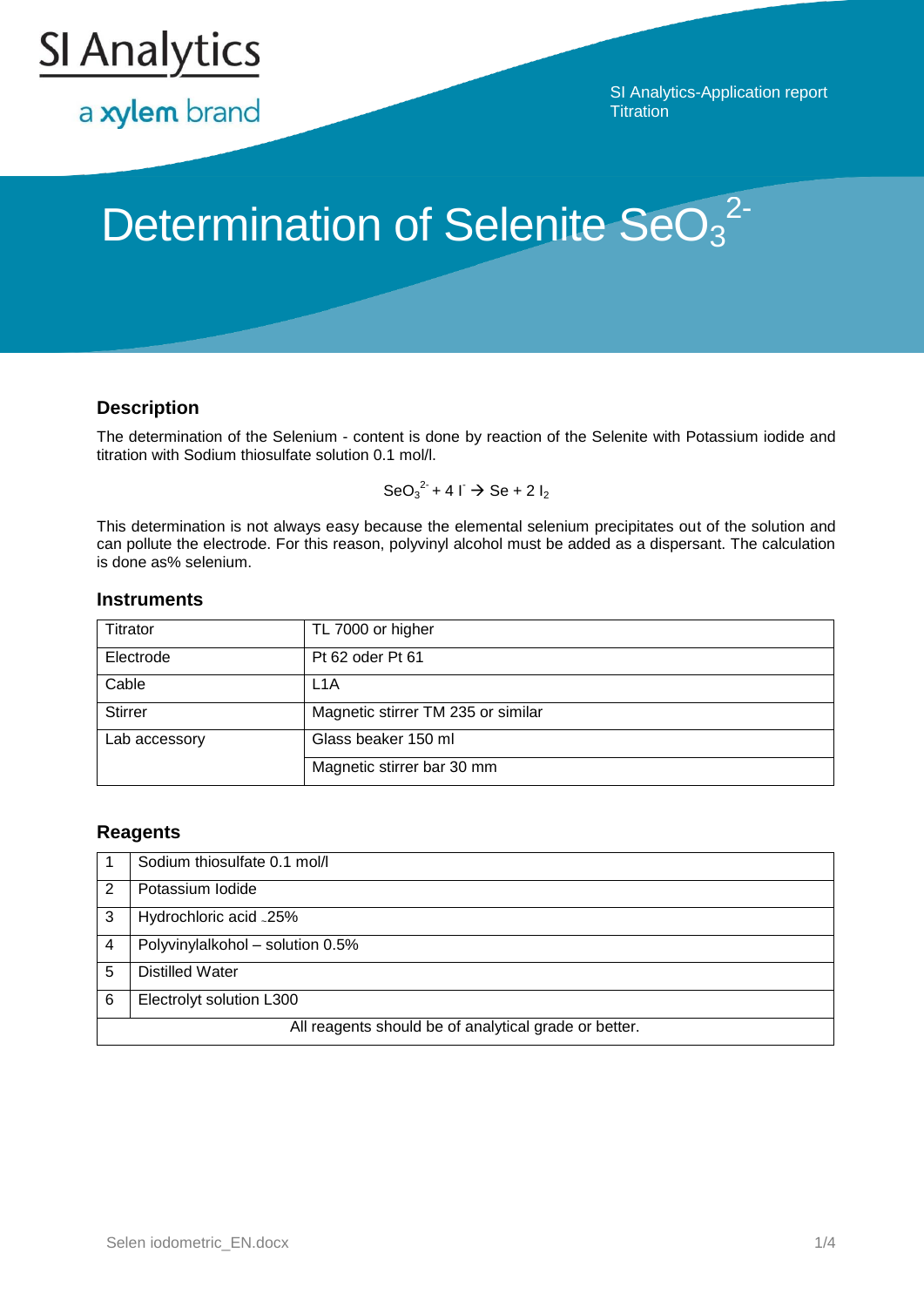SI Analytics

a xylem brand

SI Analytics-Application report
Titration

# Determination of Selenite $SeO_3^{2-}$

## Description

The determination of the Selenium - content is done by reaction of the Selenite with Potassium iodide and titration with Sodium thiosulfate solution 0.1 mol/l.

$$SeO_3^{2-} + 4\ I^- \rightarrow Se + 2\ I_2$$

This determination is not always easy because the elemental selenium precipitates out of the solution and can pollute the electrode. For this reason, polyvinyl alcohol must be added as a dispersant. The calculation is done as% selenium.

## Instruments

| | |
|---|---|
| Titrator | TL 7000 or higher |
| Electrode | Pt 62 oder Pt 61 |
| Cable | L1A |
| Stirrer | Magnetic stirrer TM 235 or similar |
| Lab accessory | Glass beaker 150 ml |
| | Magnetic stirrer bar 30 mm |

## Reagents

| | |
|---|---|
| 1 | Sodium thiosulfate 0.1 mol/l |
| 2 | Potassium Iodide |
| 3 | Hydrochloric acid ~25% |
| 4 | Polyvinylalkohol – solution 0.5% |
| 5 | Distilled Water |
| 6 | Electrolyt solution L300 |
| All reagents should be of analytical grade or better. | |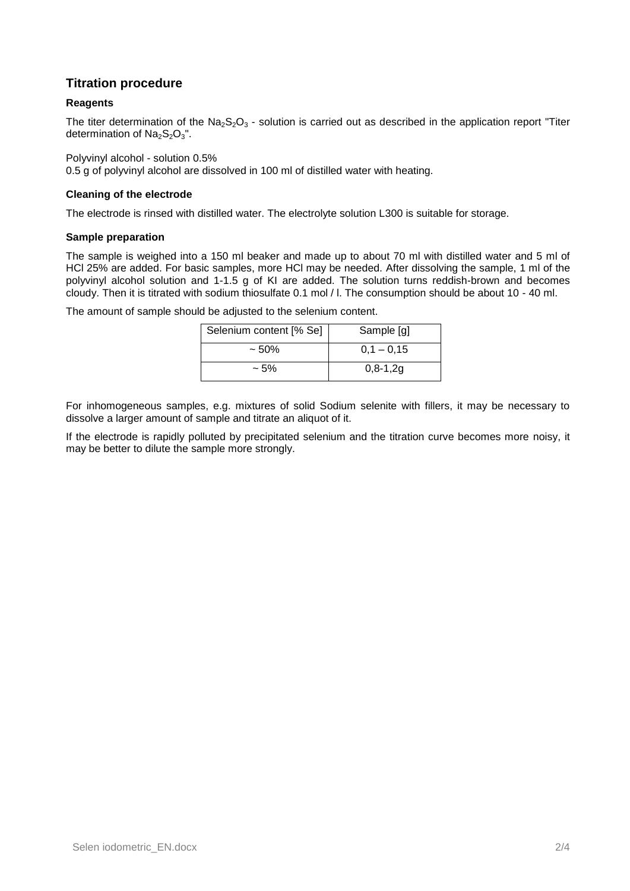## Titration procedure

### Reagents

The titer determination of the $Na_2S_2O_3$ - solution is carried out as described in the application report "Titer determination of $Na_2S_2O_3$".

Polyvinyl alcohol - solution 0.5%
0.5 g of polyvinyl alcohol are dissolved in 100 ml of distilled water with heating.

### Cleaning of the electrode

The electrode is rinsed with distilled water. The electrolyte solution L300 is suitable for storage.

### Sample preparation

The sample is weighed into a 150 ml beaker and made up to about 70 ml with distilled water and 5 ml of HCl 25% are added. For basic samples, more HCl may be needed. After dissolving the sample, 1 ml of the polyvinyl alcohol solution and 1-1.5 g of KI are added. The solution turns reddish-brown and becomes cloudy. Then it is titrated with sodium thiosulfate 0.1 mol / l. The consumption should be about 10 - 40 ml.

The amount of sample should be adjusted to the selenium content.

| Selenium content [% Se] | Sample [g] |
|---|---|
| ~ 50% | 0,1 – 0,15 |
| ~ 5% | 0,8-1,2g |

For inhomogeneous samples, e.g. mixtures of solid Sodium selenite with fillers, it may be necessary to dissolve a larger amount of sample and titrate an aliquot of it.

If the electrode is rapidly polluted by precipitated selenium and the titration curve becomes more noisy, it may be better to dilute the sample more strongly.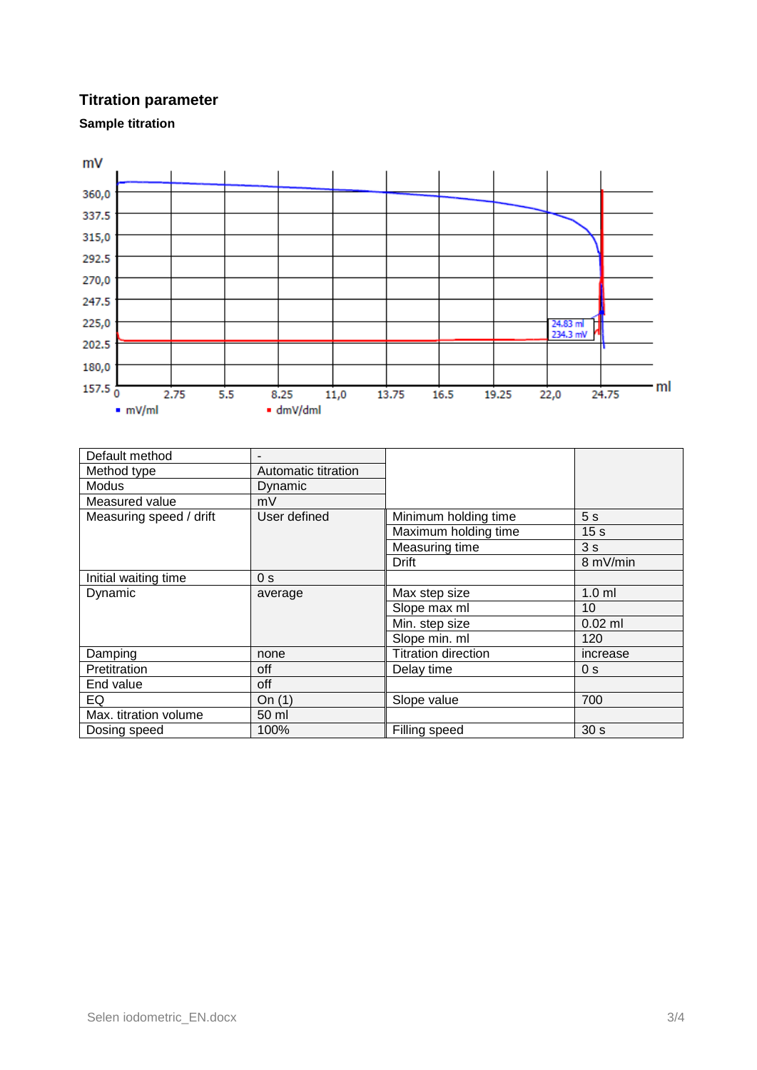## Titration parameter

### Sample titration

| Default method | - | | |
|---|---|---|---|
| Method type | Automatic titration | | |
| Modus | Dynamic | | |
| Measured value | mV | | |
| Measuring speed / drift | User defined | Minimum holding time | 5 s |
| | | Maximum holding time | 15 s |
| | | Measuring time | 3 s |
| | | Drift | 8 mV/min |
| Initial waiting time | 0 s | | |
| Dynamic | average | Max step size | 1.0 ml |
| | | Slope max ml | 10 |
| | | Min. step size | 0.02 ml |
| | | Slope min. ml | 120 |
| Damping | none | Titration direction | increase |
| Pretitration | off | Delay time | 0 s |
| End value | off | | |
| EQ | On (1) | Slope value | 700 |
| Max. titration volume | 50 ml | | |
| Dosing speed | 100% | Filling speed | 30 s |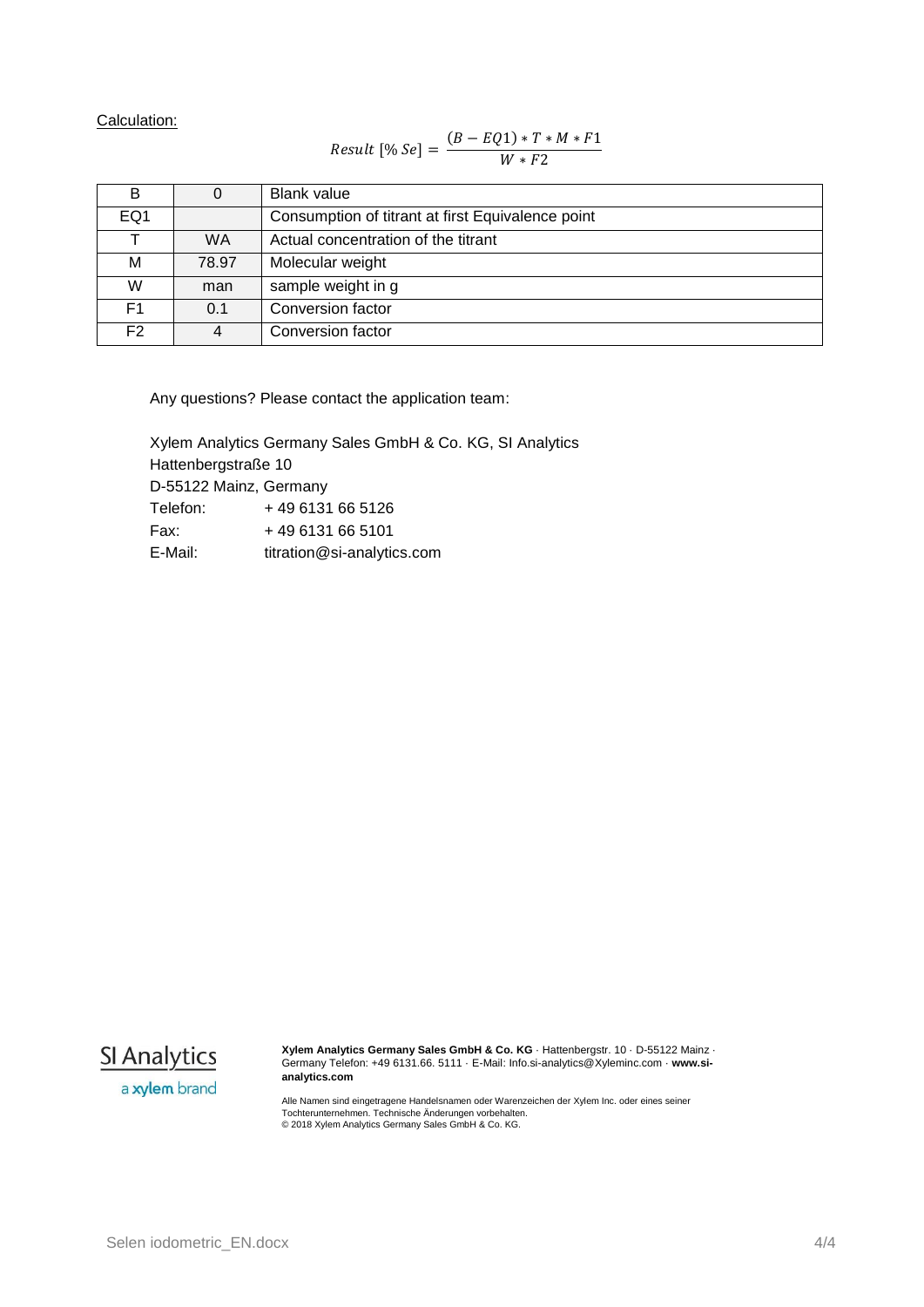Calculation:

$$Result\ [\%\ Se] = \frac{(B - EQ1) * T * M * F1}{W * F2}$$

| | | |
|---|---|---|
| B | 0 | Blank value |
| EQ1 | | Consumption of titrant at first Equivalence point |
| T | WA | Actual concentration of the titrant |
| M | 78.97 | Molecular weight |
| W | man | sample weight in g |
| F1 | 0.1 | Conversion factor |
| F2 | 4 | Conversion factor |

Any questions? Please contact the application team:

Xylem Analytics Germany Sales GmbH & Co. KG, SI Analytics
Hattenbergstraße 10
D-55122 Mainz, Germany
Telefon: + 49 6131 66 5126
Fax: + 49 6131 66 5101
E-Mail: titration@si-analytics.com

SI Analytics
a xylem brand

**Xylem Analytics Germany Sales GmbH & Co. KG** · Hattenbergstr. 10 · D-55122 Mainz · Germany Telefon: +49 6131.66. 5111 · E-Mail: Info.si-analytics@Xyleminc.com · **www.si-analytics.com**

Alle Namen sind eingetragene Handelsnamen oder Warenzeichen der Xylem Inc. oder eines seiner Tochterunternehmen. Technische Änderungen vorbehalten.
© 2018 Xylem Analytics Germany Sales GmbH & Co. KG.

Selen iodometric_EN.docx